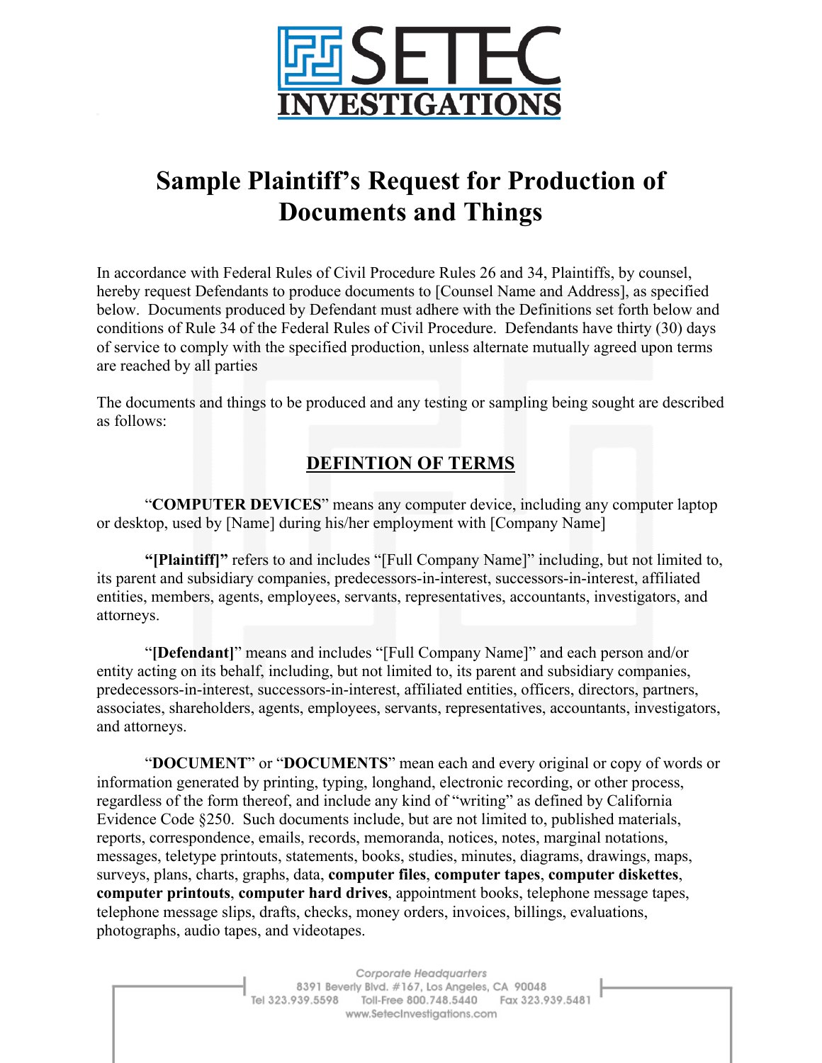# Sample Plaintiff's Request for Production of Documents and Things

In accordance with Federal Rules of Civil Procedure Rules 26 and 34, Plaintiffs, by counsel, hereby request Defendants to produce documents to [Counsel Name and Address], as specified below. Documents produced by Defendant must adhere with the Definitions set forth below and conditions of Rule 34 of the Federal Rules of Civil Procedure. Defendants have thirty (30) days of service to comply with the specified production, unless alternate mutually agreed upon terms are reached by all parties

The documents and things to be produced and any testing or sampling being sought are described as follows:

## DEFINTION OF TERMS

"**COMPUTER DEVICES**" means any computer device, including any computer laptop or desktop, used by [Name] during his/her employment with [Company Name]

**"[Plaintiff]"** refers to and includes "[Full Company Name]" including, but not limited to, its parent and subsidiary companies, predecessors-in-interest, successors-in-interest, affiliated entities, members, agents, employees, servants, representatives, accountants, investigators, and attorneys.

"**[Defendant]**" means and includes "[Full Company Name]" and each person and/or entity acting on its behalf, including, but not limited to, its parent and subsidiary companies, predecessors-in-interest, successors-in-interest, affiliated entities, officers, directors, partners, associates, shareholders, agents, employees, servants, representatives, accountants, investigators, and attorneys.

"**DOCUMENT**" or "**DOCUMENTS**" mean each and every original or copy of words or information generated by printing, typing, longhand, electronic recording, or other process, regardless of the form thereof, and include any kind of "writing" as defined by California Evidence Code §250. Such documents include, but are not limited to, published materials, reports, correspondence, emails, records, memoranda, notices, notes, marginal notations, messages, teletype printouts, statements, books, studies, minutes, diagrams, drawings, maps, surveys, plans, charts, graphs, data, **computer files**, **computer tapes**, **computer diskettes**, **computer printouts**, **computer hard drives**, appointment books, telephone message tapes, telephone message slips, drafts, checks, money orders, invoices, billings, evaluations, photographs, audio tapes, and videotapes.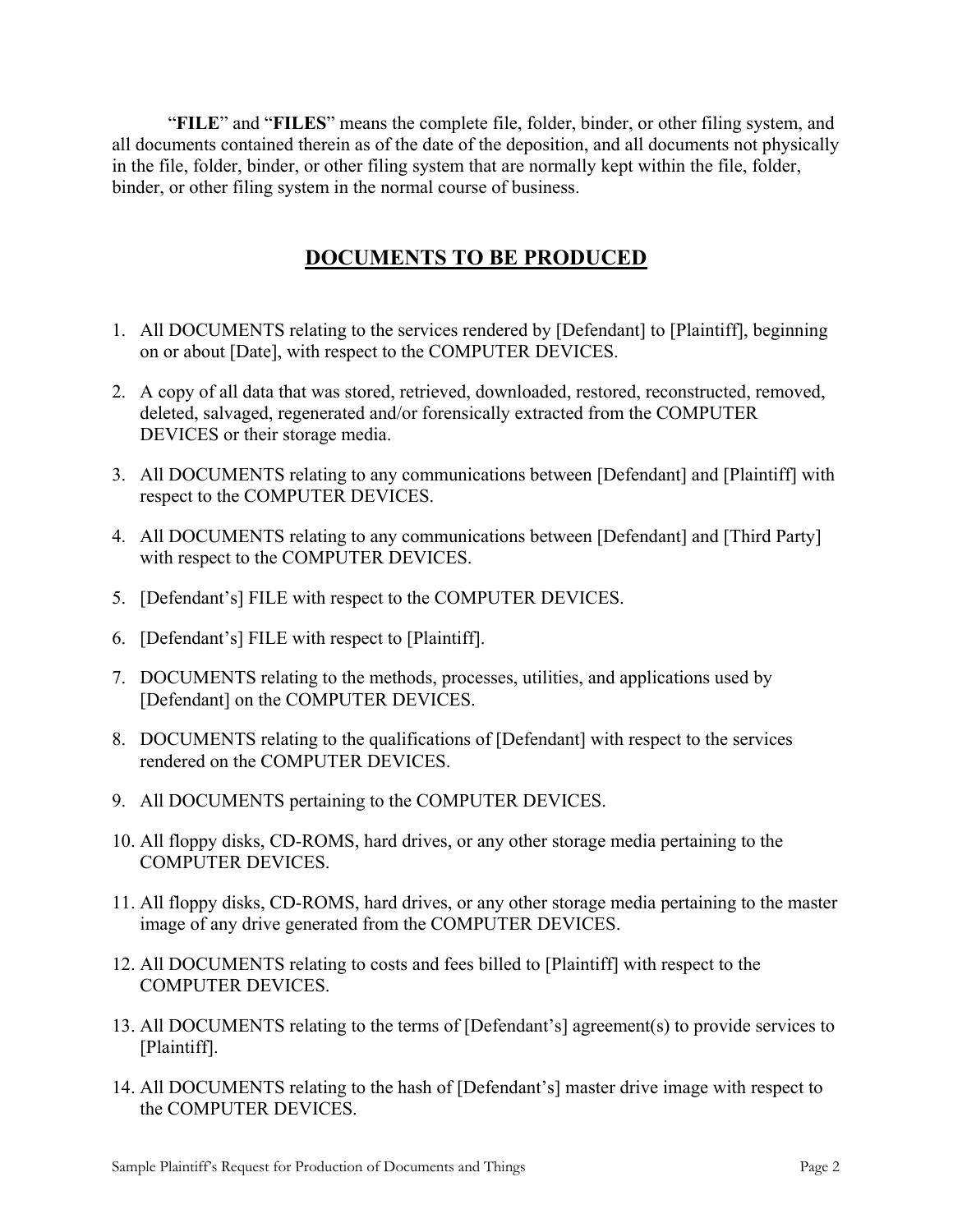"**FILE**" and "**FILES**" means the complete file, folder, binder, or other filing system, and all documents contained therein as of the date of the deposition, and all documents not physically in the file, folder, binder, or other filing system that are normally kept within the file, folder, binder, or other filing system in the normal course of business.

## DOCUMENTS TO BE PRODUCED

1. All DOCUMENTS relating to the services rendered by [Defendant] to [Plaintiff], beginning on or about [Date], with respect to the COMPUTER DEVICES.
2. A copy of all data that was stored, retrieved, downloaded, restored, reconstructed, removed, deleted, salvaged, regenerated and/or forensically extracted from the COMPUTER DEVICES or their storage media.
3. All DOCUMENTS relating to any communications between [Defendant] and [Plaintiff] with respect to the COMPUTER DEVICES.
4. All DOCUMENTS relating to any communications between [Defendant] and [Third Party] with respect to the COMPUTER DEVICES.
5. [Defendant's] FILE with respect to the COMPUTER DEVICES.
6. [Defendant's] FILE with respect to [Plaintiff].
7. DOCUMENTS relating to the methods, processes, utilities, and applications used by [Defendant] on the COMPUTER DEVICES.
8. DOCUMENTS relating to the qualifications of [Defendant] with respect to the services rendered on the COMPUTER DEVICES.
9. All DOCUMENTS pertaining to the COMPUTER DEVICES.
10. All floppy disks, CD-ROMS, hard drives, or any other storage media pertaining to the COMPUTER DEVICES.
11. All floppy disks, CD-ROMS, hard drives, or any other storage media pertaining to the master image of any drive generated from the COMPUTER DEVICES.
12. All DOCUMENTS relating to costs and fees billed to [Plaintiff] with respect to the COMPUTER DEVICES.
13. All DOCUMENTS relating to the terms of [Defendant's] agreement(s) to provide services to [Plaintiff].
14. All DOCUMENTS relating to the hash of [Defendant's] master drive image with respect to the COMPUTER DEVICES.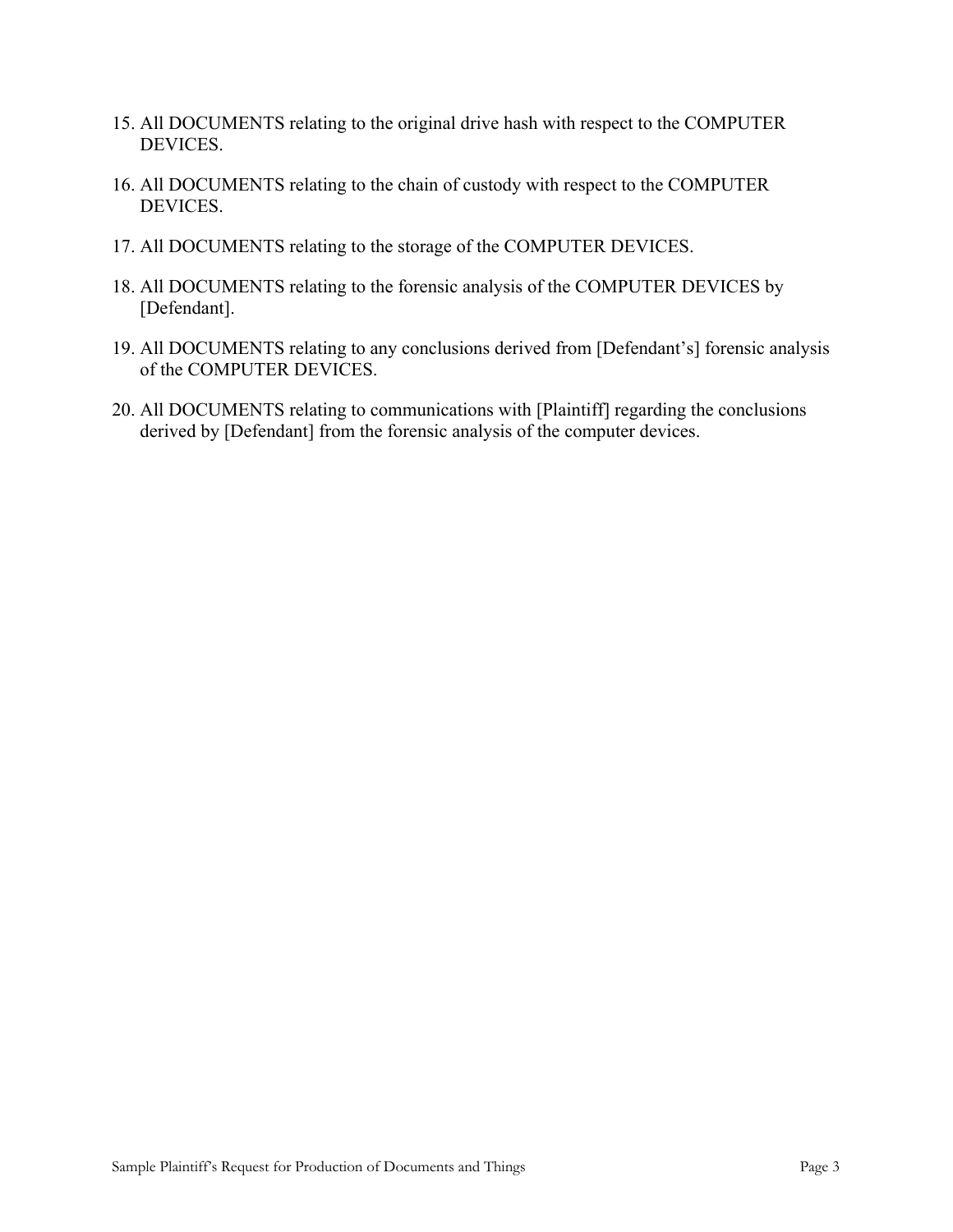15. All DOCUMENTS relating to the original drive hash with respect to the COMPUTER DEVICES.

16. All DOCUMENTS relating to the chain of custody with respect to the COMPUTER DEVICES.

17. All DOCUMENTS relating to the storage of the COMPUTER DEVICES.

18. All DOCUMENTS relating to the forensic analysis of the COMPUTER DEVICES by [Defendant].

19. All DOCUMENTS relating to any conclusions derived from [Defendant's] forensic analysis of the COMPUTER DEVICES.

20. All DOCUMENTS relating to communications with [Plaintiff] regarding the conclusions derived by [Defendant] from the forensic analysis of the computer devices.